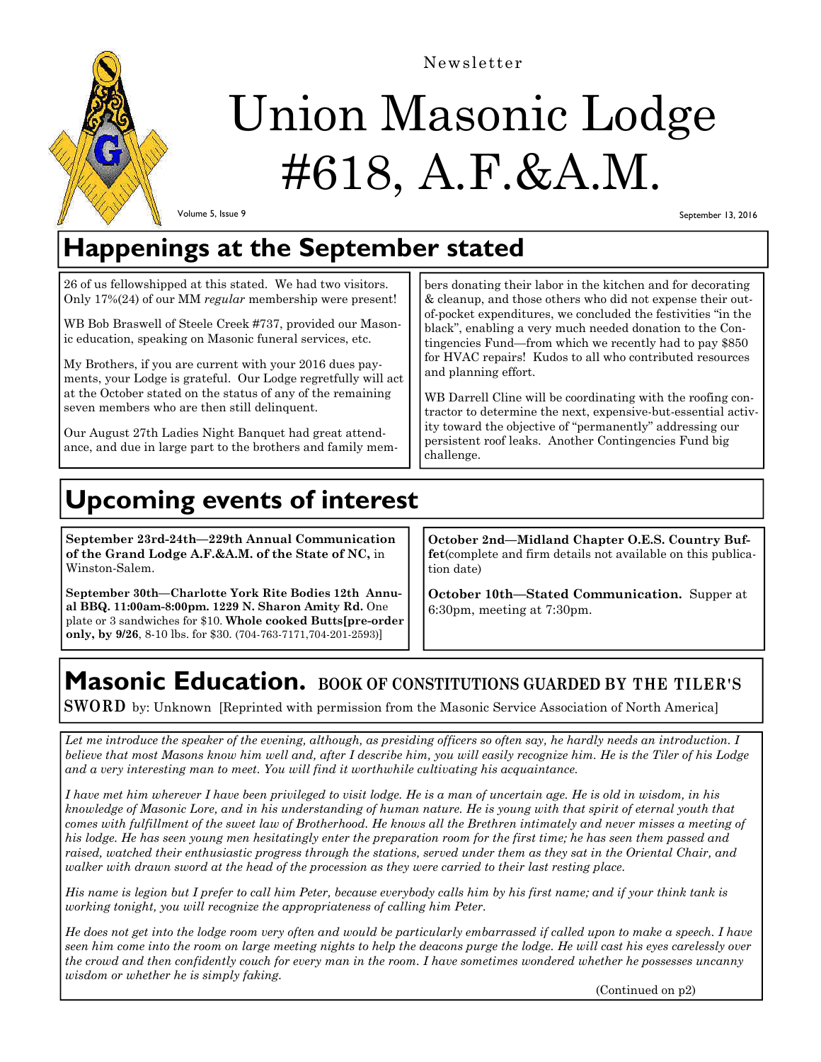Newsletter

# Union Masonic Lodge #618, A.F.&A.M.

Volume 5, Issue 9

September 13, 2016

## Happenings at the September stated

26 of us fellowshipped at this stated. We had two visitors. Only 17%(24) of our MM *regular* membership were present!

WB Bob Braswell of Steele Creek #737, provided our Masonic education, speaking on Masonic funeral services, etc.

My Brothers, if you are current with your 2016 dues payments, your Lodge is grateful. Our Lodge regretfully will act at the October stated on the status of any of the remaining seven members who are then still delinquent.

Our August 27th Ladies Night Banquet had great attendance, and due in large part to the brothers and family members donating their labor in the kitchen and for decorating & cleanup, and those others who did not expense their out-of-pocket expenditures, we concluded the festivities "in the black", enabling a very much needed donation to the Contingencies Fund—from which we recently had to pay $850 for HVAC repairs! Kudos to all who contributed resources and planning effort.

WB Darrell Cline will be coordinating with the roofing contractor to determine the next, expensive-but-essential activity toward the objective of "permanently" addressing our persistent roof leaks. Another Contingencies Fund big challenge.

## Upcoming events of interest

**September 23rd-24th—229th Annual Communication of the Grand Lodge A.F.&A.M. of the State of NC,** in Winston-Salem.

**September 30th—Charlotte York Rite Bodies 12th Annual BBQ. 11:00am-8:00pm. 1229 N. Sharon Amity Rd.** One plate or 3 sandwiches for $10. **Whole cooked Butts[pre-order only, by 9/26**, 8-10 lbs. for $30. (704-763-7171,704-201-2593)]

**October 2nd—Midland Chapter O.E.S. Country Buffet**(complete and firm details not available on this publication date)

**October 10th—Stated Communication.** Supper at 6:30pm, meeting at 7:30pm.

## Masonic Education. BOOK OF CONSTITUTIONS GUARDED BY THE TILER'S SWORD

by: Unknown [Reprinted with permission from the Masonic Service Association of North America]

*Let me introduce the speaker of the evening, although, as presiding officers so often say, he hardly needs an introduction. I believe that most Masons know him well and, after I describe him, you will easily recognize him. He is the Tiler of his Lodge and a very interesting man to meet. You will find it worthwhile cultivating his acquaintance.*

*I have met him wherever I have been privileged to visit lodge. He is a man of uncertain age. He is old in wisdom, in his knowledge of Masonic Lore, and in his understanding of human nature. He is young with that spirit of eternal youth that comes with fulfillment of the sweet law of Brotherhood. He knows all the Brethren intimately and never misses a meeting of his lodge. He has seen young men hesitatingly enter the preparation room for the first time; he has seen them passed and raised, watched their enthusiastic progress through the stations, served under them as they sat in the Oriental Chair, and walker with drawn sword at the head of the procession as they were carried to their last resting place.*

*His name is legion but I prefer to call him Peter, because everybody calls him by his first name; and if your think tank is working tonight, you will recognize the appropriateness of calling him Peter.*

*He does not get into the lodge room very often and would be particularly embarrassed if called upon to make a speech. I have seen him come into the room on large meeting nights to help the deacons purge the lodge. He will cast his eyes carelessly over the crowd and then confidently couch for every man in the room. I have sometimes wondered whether he possesses uncanny wisdom or whether he is simply faking.*

(Continued on p2)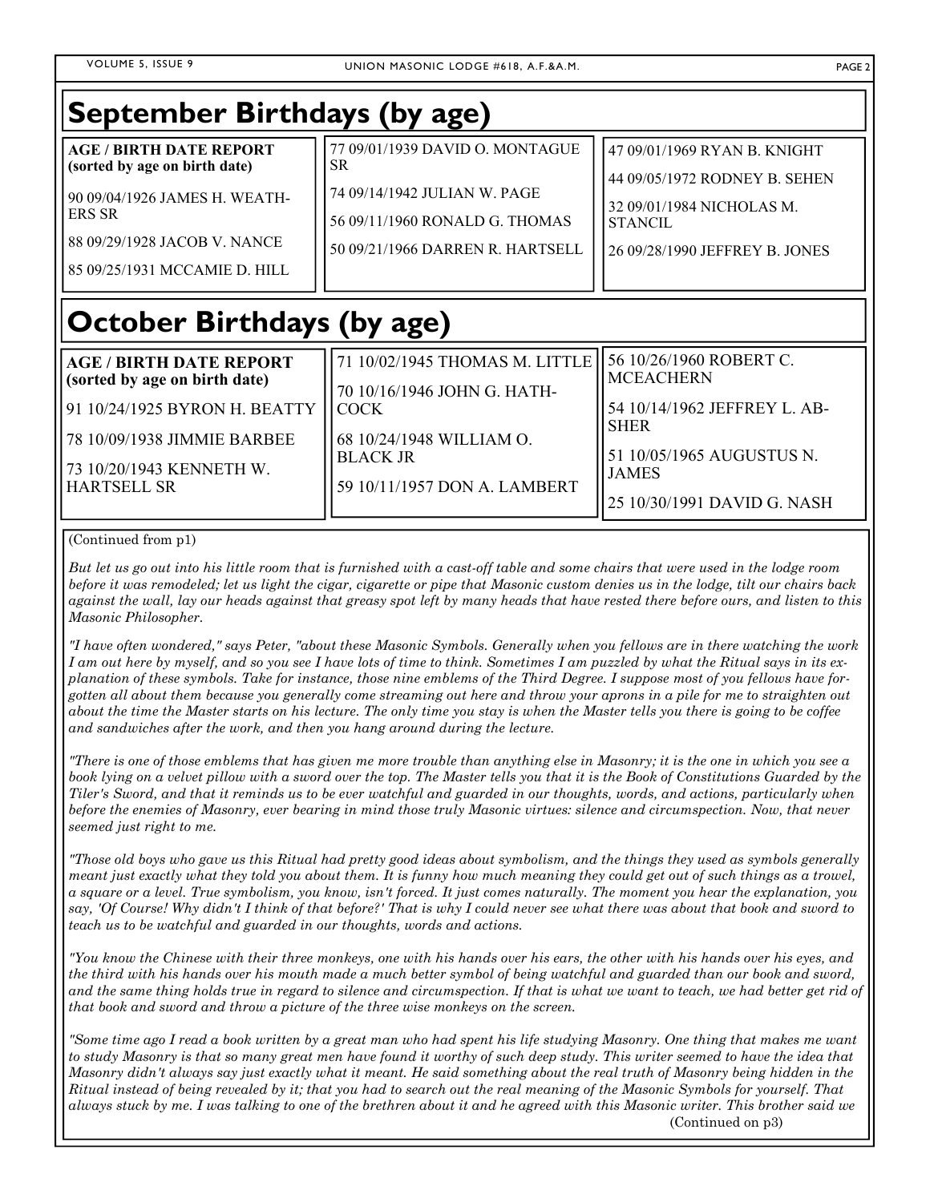## September Birthdays (by age)

**AGE / BIRTH DATE REPORT (sorted by age on birth date)**

90 09/04/1926 JAMES H. WEATHERS SR

88 09/29/1928 JACOB V. NANCE

85 09/25/1931 MCCAMIE D. HILL

77 09/01/1939 DAVID O. MONTAGUE SR

74 09/14/1942 JULIAN W. PAGE

56 09/11/1960 RONALD G. THOMAS

50 09/21/1966 DARREN R. HARTSELL

47 09/01/1969 RYAN B. KNIGHT

44 09/05/1972 RODNEY B. SEHEN

32 09/01/1984 NICHOLAS M. STANCIL

26 09/28/1990 JEFFREY B. JONES

## October Birthdays (by age)

**AGE / BIRTH DATE REPORT (sorted by age on birth date)**

91 10/24/1925 BYRON H. BEATTY

78 10/09/1938 JIMMIE BARBEE

73 10/20/1943 KENNETH W. HARTSELL SR

71 10/02/1945 THOMAS M. LITTLE

70 10/16/1946 JOHN G. HATHCOCK

68 10/24/1948 WILLIAM O. BLACK JR

59 10/11/1957 DON A. LAMBERT

56 10/26/1960 ROBERT C. MCEACHERN

54 10/14/1962 JEFFREY L. ABSHER

51 10/05/1965 AUGUSTUS N. JAMES

25 10/30/1991 DAVID G. NASH

(Continued from p1)

*But let us go out into his little room that is furnished with a cast-off table and some chairs that were used in the lodge room before it was remodeled; let us light the cigar, cigarette or pipe that Masonic custom denies us in the lodge, tilt our chairs back against the wall, lay our heads against that greasy spot left by many heads that have rested there before ours, and listen to this Masonic Philosopher.*

*"I have often wondered," says Peter, "about these Masonic Symbols. Generally when you fellows are in there watching the work I am out here by myself, and so you see I have lots of time to think. Sometimes I am puzzled by what the Ritual says in its explanation of these symbols. Take for instance, those nine emblems of the Third Degree. I suppose most of you fellows have forgotten all about them because you generally come streaming out here and throw your aprons in a pile for me to straighten out about the time the Master starts on his lecture. The only time you stay is when the Master tells you there is going to be coffee and sandwiches after the work, and then you hang around during the lecture.*

*"There is one of those emblems that has given me more trouble than anything else in Masonry; it is the one in which you see a book lying on a velvet pillow with a sword over the top. The Master tells you that it is the Book of Constitutions Guarded by the Tiler's Sword, and that it reminds us to be ever watchful and guarded in our thoughts, words, and actions, particularly when before the enemies of Masonry, ever bearing in mind those truly Masonic virtues: silence and circumspection. Now, that never seemed just right to me.*

*"Those old boys who gave us this Ritual had pretty good ideas about symbolism, and the things they used as symbols generally meant just exactly what they told you about them. It is funny how much meaning they could get out of such things as a trowel, a square or a level. True symbolism, you know, isn't forced. It just comes naturally. The moment you hear the explanation, you say, 'Of Course! Why didn't I think of that before?' That is why I could never see what there was about that book and sword to teach us to be watchful and guarded in our thoughts, words and actions.*

*"You know the Chinese with their three monkeys, one with his hands over his ears, the other with his hands over his eyes, and the third with his hands over his mouth made a much better symbol of being watchful and guarded than our book and sword, and the same thing holds true in regard to silence and circumspection. If that is what we want to teach, we had better get rid of that book and sword and throw a picture of the three wise monkeys on the screen.*

*"Some time ago I read a book written by a great man who had spent his life studying Masonry. One thing that makes me want to study Masonry is that so many great men have found it worthy of such deep study. This writer seemed to have the idea that Masonry didn't always say just exactly what it meant. He said something about the real truth of Masonry being hidden in the Ritual instead of being revealed by it; that you had to search out the real meaning of the Masonic Symbols for yourself. That always stuck by me. I was talking to one of the brethren about it and he agreed with this Masonic writer. This brother said we*

(Continued on p3)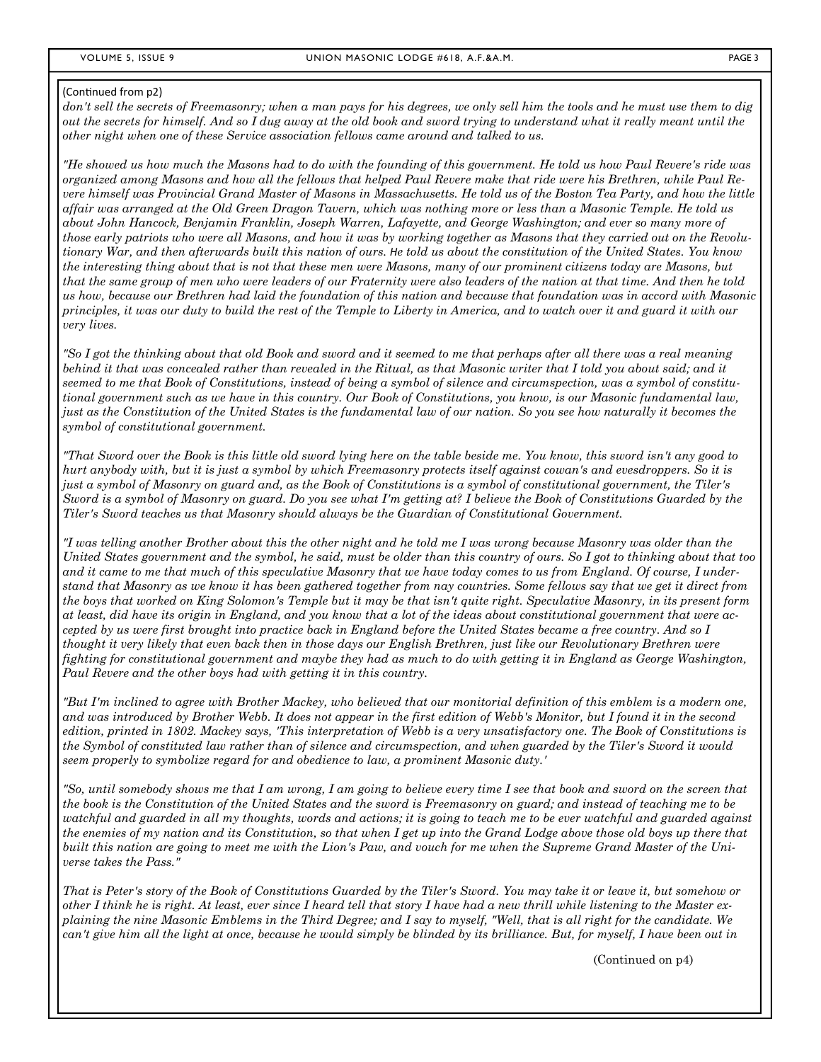(Continued from p2)

*don't sell the secrets of Freemasonry; when a man pays for his degrees, we only sell him the tools and he must use them to dig out the secrets for himself. And so I dug away at the old book and sword trying to understand what it really meant until the other night when one of these Service association fellows came around and talked to us.*

*"He showed us how much the Masons had to do with the founding of this government. He told us how Paul Revere's ride was organized among Masons and how all the fellows that helped Paul Revere make that ride were his Brethren, while Paul Revere himself was Provincial Grand Master of Masons in Massachusetts. He told us of the Boston Tea Party, and how the little affair was arranged at the Old Green Dragon Tavern, which was nothing more or less than a Masonic Temple. He told us about John Hancock, Benjamin Franklin, Joseph Warren, Lafayette, and George Washington; and ever so many more of those early patriots who were all Masons, and how it was by working together as Masons that they carried out on the Revolutionary War, and then afterwards built this nation of ours. He told us about the constitution of the United States. You know the interesting thing about that is not that these men were Masons, many of our prominent citizens today are Masons, but that the same group of men who were leaders of our Fraternity were also leaders of the nation at that time. And then he told us how, because our Brethren had laid the foundation of this nation and because that foundation was in accord with Masonic principles, it was our duty to build the rest of the Temple to Liberty in America, and to watch over it and guard it with our very lives.*

*"So I got the thinking about that old Book and sword and it seemed to me that perhaps after all there was a real meaning behind it that was concealed rather than revealed in the Ritual, as that Masonic writer that I told you about said; and it seemed to me that Book of Constitutions, instead of being a symbol of silence and circumspection, was a symbol of constitutional government such as we have in this country. Our Book of Constitutions, you know, is our Masonic fundamental law, just as the Constitution of the United States is the fundamental law of our nation. So you see how naturally it becomes the symbol of constitutional government.*

*"That Sword over the Book is this little old sword lying here on the table beside me. You know, this sword isn't any good to hurt anybody with, but it is just a symbol by which Freemasonry protects itself against cowan's and evesdroppers. So it is just a symbol of Masonry on guard and, as the Book of Constitutions is a symbol of constitutional government, the Tiler's Sword is a symbol of Masonry on guard. Do you see what I'm getting at? I believe the Book of Constitutions Guarded by the Tiler's Sword teaches us that Masonry should always be the Guardian of Constitutional Government.*

*"I was telling another Brother about this the other night and he told me I was wrong because Masonry was older than the United States government and the symbol, he said, must be older than this country of ours. So I got to thinking about that too and it came to me that much of this speculative Masonry that we have today comes to us from England. Of course, I understand that Masonry as we know it has been gathered together from nay countries. Some fellows say that we get it direct from the boys that worked on King Solomon's Temple but it may be that isn't quite right. Speculative Masonry, in its present form at least, did have its origin in England, and you know that a lot of the ideas about constitutional government that were accepted by us were first brought into practice back in England before the United States became a free country. And so I thought it very likely that even back then in those days our English Brethren, just like our Revolutionary Brethren were fighting for constitutional government and maybe they had as much to do with getting it in England as George Washington, Paul Revere and the other boys had with getting it in this country.*

*"But I'm inclined to agree with Brother Mackey, who believed that our monitorial definition of this emblem is a modern one, and was introduced by Brother Webb. It does not appear in the first edition of Webb's Monitor, but I found it in the second edition, printed in 1802. Mackey says, 'This interpretation of Webb is a very unsatisfactory one. The Book of Constitutions is the Symbol of constituted law rather than of silence and circumspection, and when guarded by the Tiler's Sword it would seem properly to symbolize regard for and obedience to law, a prominent Masonic duty.'*

*"So, until somebody shows me that I am wrong, I am going to believe every time I see that book and sword on the screen that the book is the Constitution of the United States and the sword is Freemasonry on guard; and instead of teaching me to be watchful and guarded in all my thoughts, words and actions; it is going to teach me to be ever watchful and guarded against the enemies of my nation and its Constitution, so that when I get up into the Grand Lodge above those old boys up there that built this nation are going to meet me with the Lion's Paw, and vouch for me when the Supreme Grand Master of the Universe takes the Pass."*

*That is Peter's story of the Book of Constitutions Guarded by the Tiler's Sword. You may take it or leave it, but somehow or other I think he is right. At least, ever since I heard tell that story I have had a new thrill while listening to the Master explaining the nine Masonic Emblems in the Third Degree; and I say to myself, "Well, that is all right for the candidate. We can't give him all the light at once, because he would simply be blinded by its brilliance. But, for myself, I have been out in*

(Continued on p4)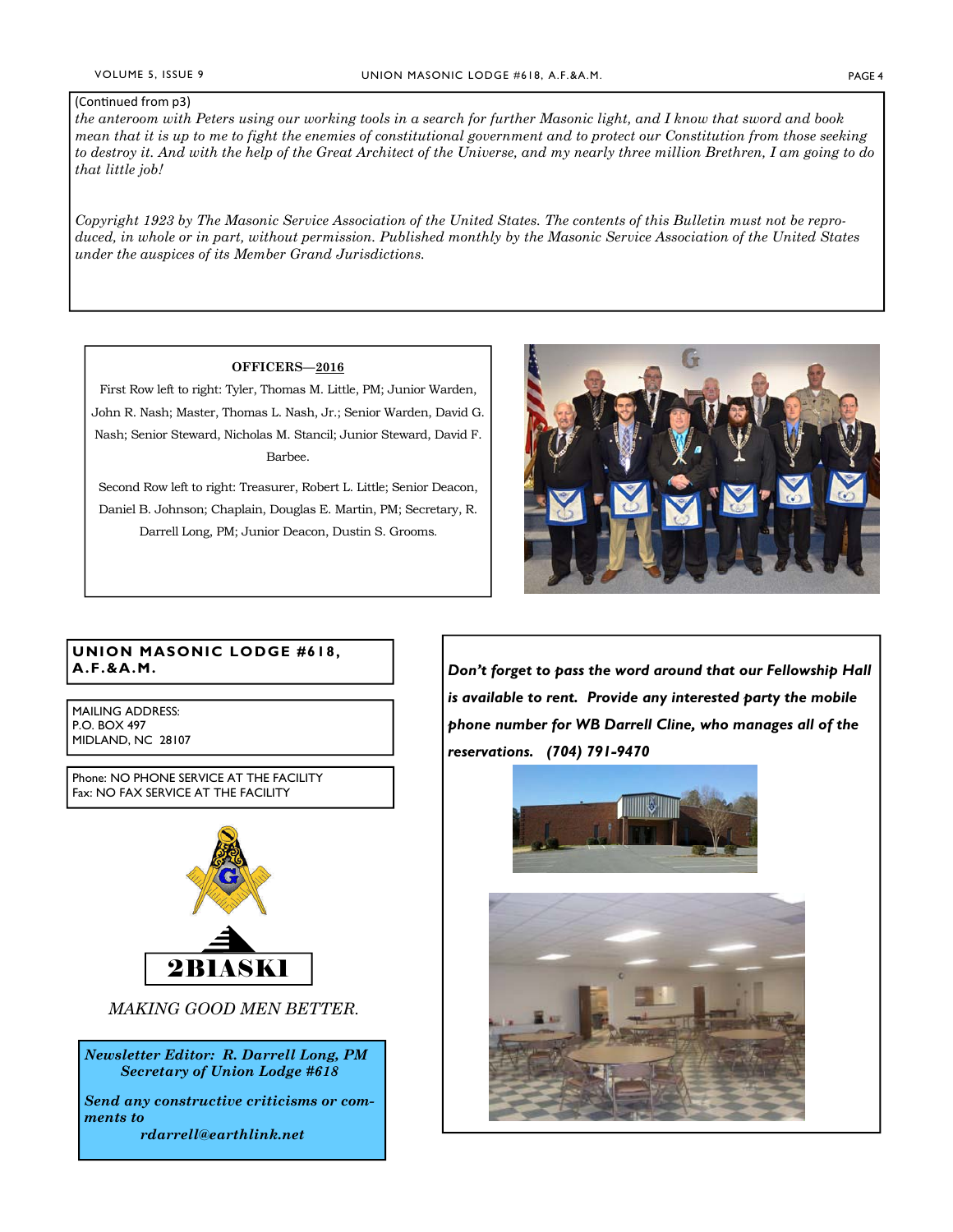(Continued from p3)

*the anteroom with Peters using our working tools in a search for further Masonic light, and I know that sword and book mean that it is up to me to fight the enemies of constitutional government and to protect our Constitution from those seeking to destroy it. And with the help of the Great Architect of the Universe, and my nearly three million Brethren, I am going to do that little job!*

*Copyright 1923 by The Masonic Service Association of the United States. The contents of this Bulletin must not be reproduced, in whole or in part, without permission. Published monthly by the Masonic Service Association of the United States under the auspices of its Member Grand Jurisdictions.*

**OFFICERS—2016**

First Row left to right: Tyler, Thomas M. Little, PM; Junior Warden, John R. Nash; Master, Thomas L. Nash, Jr.; Senior Warden, David G. Nash; Senior Steward, Nicholas M. Stancil; Junior Steward, David F. Barbee.

Second Row left to right: Treasurer, Robert L. Little; Senior Deacon, Daniel B. Johnson; Chaplain, Douglas E. Martin, PM; Secretary, R. Darrell Long, PM; Junior Deacon, Dustin S. Grooms.

**UNION MASONIC LODGE #618, A.F.&A.M.**

MAILING ADDRESS:
P.O. BOX 497
MIDLAND, NC 28107

Phone: NO PHONE SERVICE AT THE FACILITY
Fax: NO FAX SERVICE AT THE FACILITY

2B1ASK1

*MAKING GOOD MEN BETTER.*

***Newsletter Editor: R. Darrell Long, PM***
***Secretary of Union Lodge #618***

***Send any constructive criticisms or comments to***
***rdarrell@earthlink.net***

***Don't forget to pass the word around that our Fellowship Hall is available to rent. Provide any interested party the mobile phone number for WB Darrell Cline, who manages all of the reservations. (704) 791-9470***